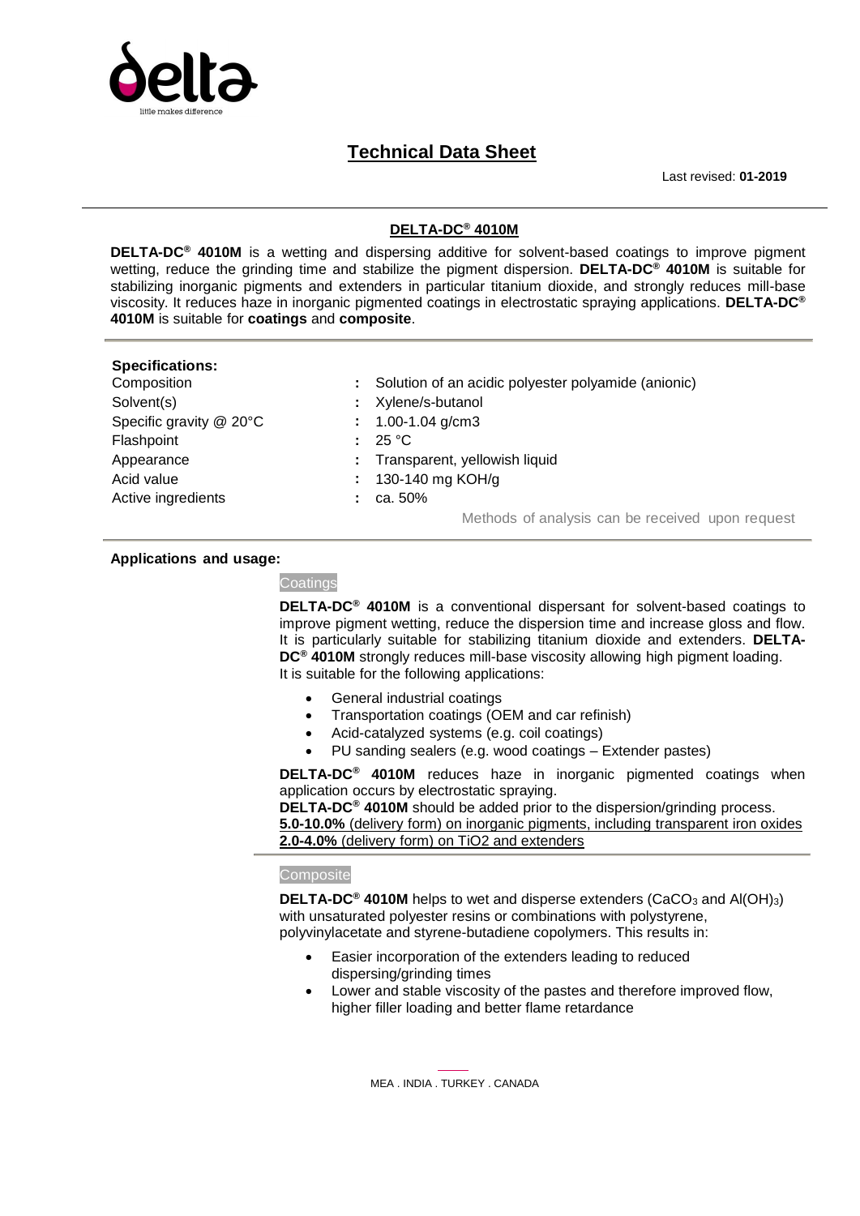# Technical Data Sheet

Last revised: **01-2019**

## DELTA-DC® 4010M

**DELTA-DC® 4010M** is a wetting and dispersing additive for solvent-based coatings to improve pigment wetting, reduce the grinding time and stabilize the pigment dispersion. **DELTA-DC® 4010M** is suitable for stabilizing inorganic pigments and extenders in particular titanium dioxide, and strongly reduces mill-base viscosity. It reduces haze in inorganic pigmented coatings in electrostatic spraying applications. **DELTA-DC® 4010M** is suitable for **coatings** and **composite**.

### Specifications:

| | |
|---|---|
| Composition | : Solution of an acidic polyester polyamide (anionic) |
| Solvent(s) | : Xylene/s-butanol |
| Specific gravity @ 20°C | : 1.00-1.04 g/cm3 |
| Flashpoint | : 25 °C |
| Appearance | : Transparent, yellowish liquid |
| Acid value | : 130-140 mg KOH/g |
| Active ingredients | : ca. 50% |

Methods of analysis can be received upon request

### Applications and usage:

#### Coatings

**DELTA-DC® 4010M** is a conventional dispersant for solvent-based coatings to improve pigment wetting, reduce the dispersion time and increase gloss and flow. It is particularly suitable for stabilizing titanium dioxide and extenders. **DELTA-DC® 4010M** strongly reduces mill-base viscosity allowing high pigment loading.
It is suitable for the following applications:

- General industrial coatings
- Transportation coatings (OEM and car refinish)
- Acid-catalyzed systems (e.g. coil coatings)
- PU sanding sealers (e.g. wood coatings – Extender pastes)

**DELTA-DC® 4010M** reduces haze in inorganic pigmented coatings when application occurs by electrostatic spraying.
**DELTA-DC® 4010M** should be added prior to the dispersion/grinding process.
**5.0-10.0%** (delivery form) on inorganic pigments, including transparent iron oxides
**2.0-4.0%** (delivery form) on TiO2 and extenders

#### Composite

**DELTA-DC® 4010M** helps to wet and disperse extenders ($CaCO_3$ and $Al(OH)_3$) with unsaturated polyester resins or combinations with polystyrene, polyvinylacetate and styrene-butadiene copolymers. This results in:

- Easier incorporation of the extenders leading to reduced dispersing/grinding times
- Lower and stable viscosity of the pastes and therefore improved flow, higher filler loading and better flame retardance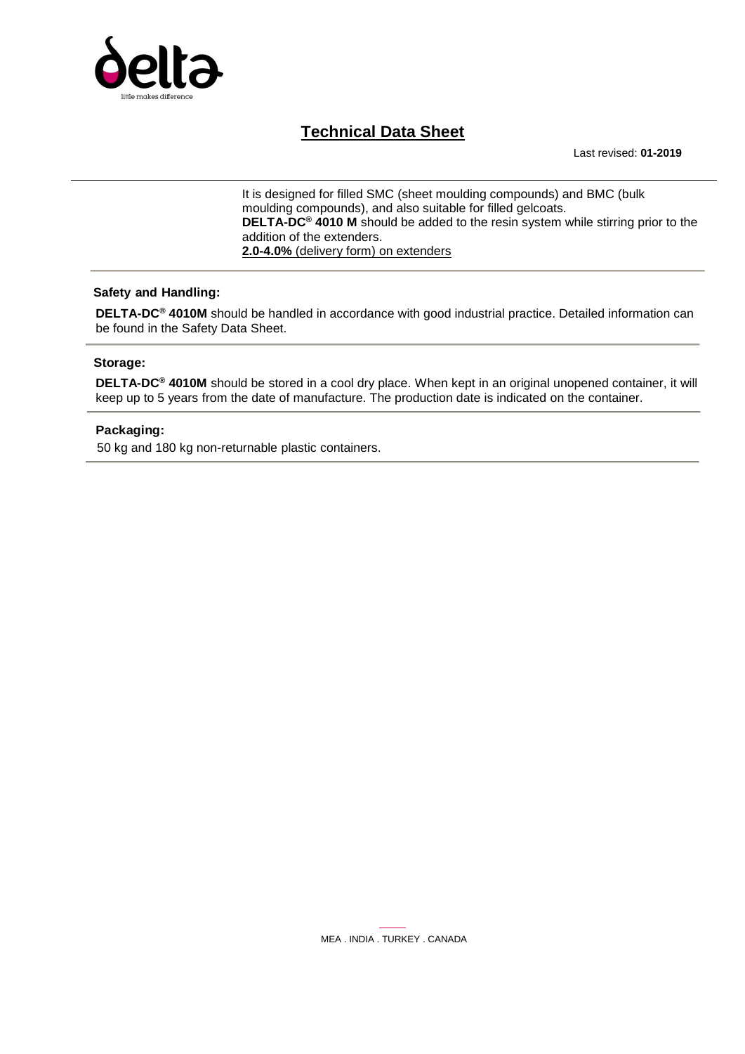# Technical Data Sheet

Last revised: **01-2019**

It is designed for filled SMC (sheet moulding compounds) and BMC (bulk moulding compounds), and also suitable for filled gelcoats.
**DELTA-DC® 4010 M** should be added to the resin system while stirring prior to the addition of the extenders.
**2.0-4.0%** (delivery form) on extenders

**Safety and Handling:**

**DELTA-DC® 4010M** should be handled in accordance with good industrial practice. Detailed information can be found in the Safety Data Sheet.

**Storage:**

**DELTA-DC® 4010M** should be stored in a cool dry place. When kept in an original unopened container, it will keep up to 5 years from the date of manufacture. The production date is indicated on the container.

**Packaging:**

50 kg and 180 kg non-returnable plastic containers.